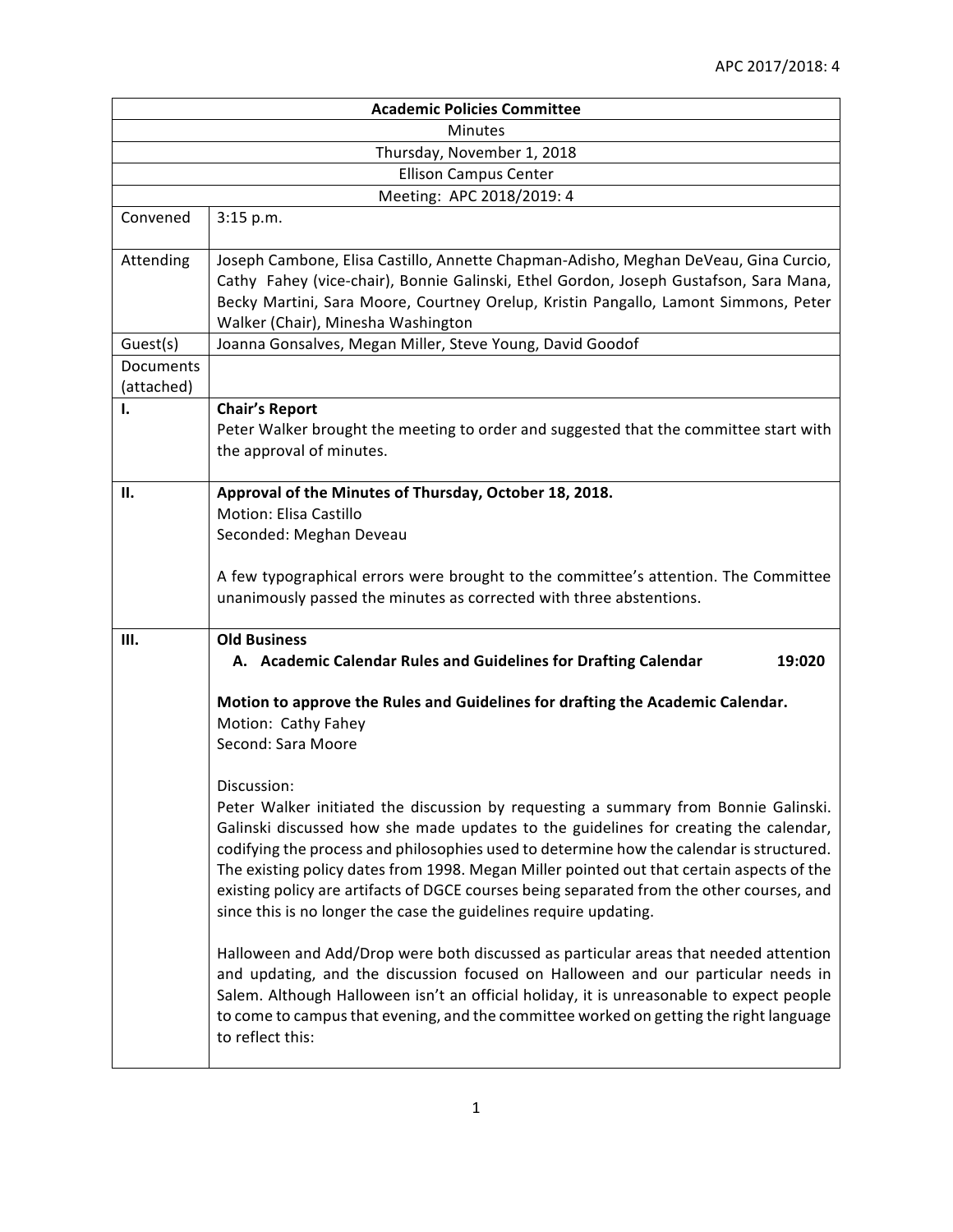APC 2017/2018: 4

| Academic Policies Committee | |
|---|---|
| Minutes | |
| Thursday, November 1, 2018 | |
| Ellison Campus Center | |
| Meeting: APC 2018/2019: 4 | |
| Convened | 3:15 p.m. |
| Attending | Joseph Cambone, Elisa Castillo, Annette Chapman-Adisho, Meghan DeVeau, Gina Curcio, Cathy Fahey (vice-chair), Bonnie Galinski, Ethel Gordon, Joseph Gustafson, Sara Mana, Becky Martini, Sara Moore, Courtney Orelup, Kristin Pangallo, Lamont Simmons, Peter Walker (Chair), Minesha Washington |
| Guest(s) | Joanna Gonsalves, Megan Miller, Steve Young, David Goodof |
| Documents (attached) | |
| I. | **Chair's Report**<br>Peter Walker brought the meeting to order and suggested that the committee start with the approval of minutes. |
| II. | **Approval of the Minutes of Thursday, October 18, 2018.**<br>Motion: Elisa Castillo<br>Seconded: Meghan Deveau<br><br>A few typographical errors were brought to the committee's attention. The Committee unanimously passed the minutes as corrected with three abstentions. |
| III. | **Old Business**<br>**A. Academic Calendar Rules and Guidelines for Drafting Calendar 19:020**<br><br>**Motion to approve the Rules and Guidelines for drafting the Academic Calendar.**<br>Motion: Cathy Fahey<br>Second: Sara Moore<br><br>Discussion:<br>Peter Walker initiated the discussion by requesting a summary from Bonnie Galinski. Galinski discussed how she made updates to the guidelines for creating the calendar, codifying the process and philosophies used to determine how the calendar is structured. The existing policy dates from 1998. Megan Miller pointed out that certain aspects of the existing policy are artifacts of DGCE courses being separated from the other courses, and since this is no longer the case the guidelines require updating.<br><br>Halloween and Add/Drop were both discussed as particular areas that needed attention and updating, and the discussion focused on Halloween and our particular needs in Salem. Although Halloween isn't an official holiday, it is unreasonable to expect people to come to campus that evening, and the committee worked on getting the right language to reflect this: |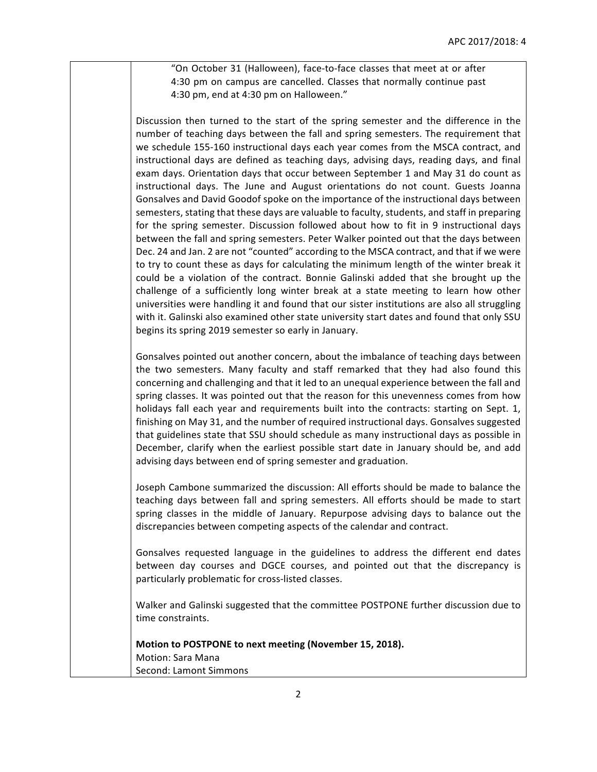"On October 31 (Halloween), face-to-face classes that meet at or after 4:30 pm on campus are cancelled. Classes that normally continue past 4:30 pm, end at 4:30 pm on Halloween."

Discussion then turned to the start of the spring semester and the difference in the number of teaching days between the fall and spring semesters. The requirement that we schedule 155-160 instructional days each year comes from the MSCA contract, and instructional days are defined as teaching days, advising days, reading days, and final exam days. Orientation days that occur between September 1 and May 31 do count as instructional days. The June and August orientations do not count. Guests Joanna Gonsalves and David Goodof spoke on the importance of the instructional days between semesters, stating that these days are valuable to faculty, students, and staff in preparing for the spring semester. Discussion followed about how to fit in 9 instructional days between the fall and spring semesters. Peter Walker pointed out that the days between Dec. 24 and Jan. 2 are not "counted" according to the MSCA contract, and that if we were to try to count these as days for calculating the minimum length of the winter break it could be a violation of the contract. Bonnie Galinski added that she brought up the challenge of a sufficiently long winter break at a state meeting to learn how other universities were handling it and found that our sister institutions are also all struggling with it. Galinski also examined other state university start dates and found that only SSU begins its spring 2019 semester so early in January.

Gonsalves pointed out another concern, about the imbalance of teaching days between the two semesters. Many faculty and staff remarked that they had also found this concerning and challenging and that it led to an unequal experience between the fall and spring classes. It was pointed out that the reason for this unevenness comes from how holidays fall each year and requirements built into the contracts: starting on Sept. 1, finishing on May 31, and the number of required instructional days. Gonsalves suggested that guidelines state that SSU should schedule as many instructional days as possible in December, clarify when the earliest possible start date in January should be, and add advising days between end of spring semester and graduation.

Joseph Cambone summarized the discussion: All efforts should be made to balance the teaching days between fall and spring semesters. All efforts should be made to start spring classes in the middle of January. Repurpose advising days to balance out the discrepancies between competing aspects of the calendar and contract.

Gonsalves requested language in the guidelines to address the different end dates between day courses and DGCE courses, and pointed out that the discrepancy is particularly problematic for cross-listed classes.

Walker and Galinski suggested that the committee POSTPONE further discussion due to time constraints.

**Motion to POSTPONE to next meeting (November 15, 2018).**
Motion: Sara Mana
Second: Lamont Simmons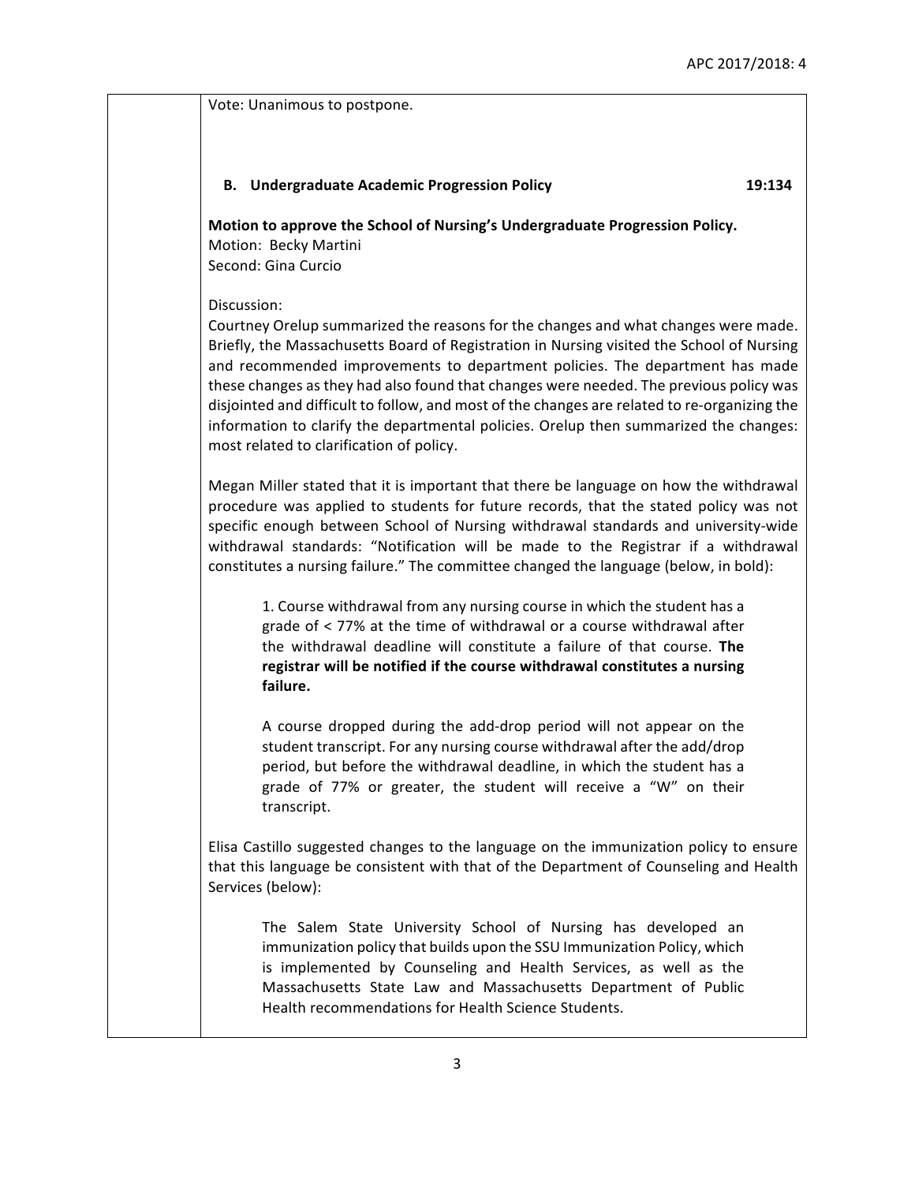Vote: Unanimous to postpone.

**B. Undergraduate Academic Progression Policy 19:134**

**Motion to approve the School of Nursing's Undergraduate Progression Policy.**
Motion: Becky Martini
Second: Gina Curcio

Discussion:
Courtney Orelup summarized the reasons for the changes and what changes were made. Briefly, the Massachusetts Board of Registration in Nursing visited the School of Nursing and recommended improvements to department policies. The department has made these changes as they had also found that changes were needed. The previous policy was disjointed and difficult to follow, and most of the changes are related to re-organizing the information to clarify the departmental policies. Orelup then summarized the changes: most related to clarification of policy.

Megan Miller stated that it is important that there be language on how the withdrawal procedure was applied to students for future records, that the stated policy was not specific enough between School of Nursing withdrawal standards and university-wide withdrawal standards: "Notification will be made to the Registrar if a withdrawal constitutes a nursing failure." The committee changed the language (below, in bold):

> 1. Course withdrawal from any nursing course in which the student has a grade of < 77% at the time of withdrawal or a course withdrawal after the withdrawal deadline will constitute a failure of that course. **The registrar will be notified if the course withdrawal constitutes a nursing failure.**
>
> A course dropped during the add-drop period will not appear on the student transcript. For any nursing course withdrawal after the add/drop period, but before the withdrawal deadline, in which the student has a grade of 77% or greater, the student will receive a "W" on their transcript.

Elisa Castillo suggested changes to the language on the immunization policy to ensure that this language be consistent with that of the Department of Counseling and Health Services (below):

> The Salem State University School of Nursing has developed an immunization policy that builds upon the SSU Immunization Policy, which is implemented by Counseling and Health Services, as well as the Massachusetts State Law and Massachusetts Department of Public Health recommendations for Health Science Students.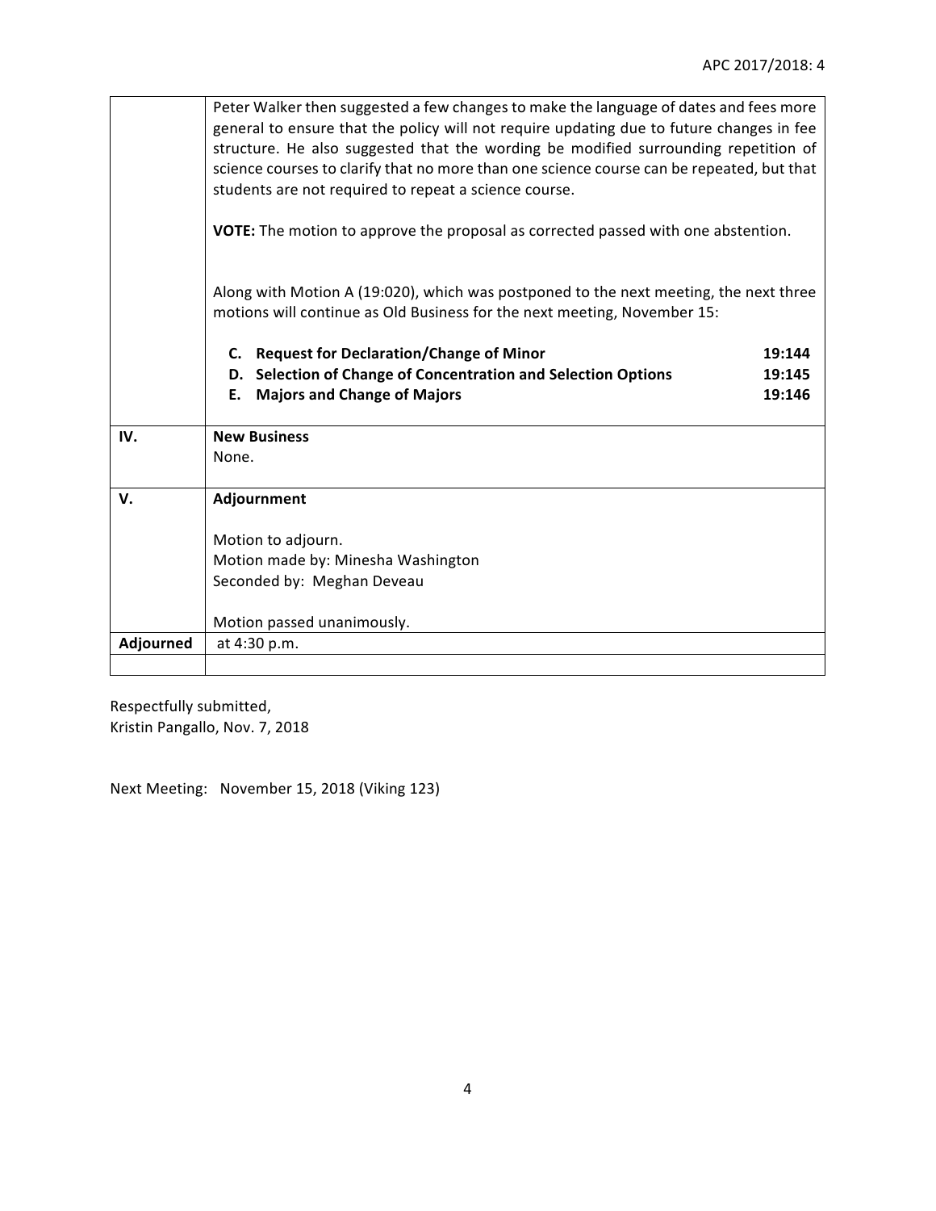| | |
|---|---|
| | Peter Walker then suggested a few changes to make the language of dates and fees more general to ensure that the policy will not require updating due to future changes in fee structure. He also suggested that the wording be modified surrounding repetition of science courses to clarify that no more than one science course can be repeated, but that students are not required to repeat a science course.<br><br>**VOTE:** The motion to approve the proposal as corrected passed with one abstention.<br><br>Along with Motion A (19:020), which was postponed to the next meeting, the next three motions will continue as Old Business for the next meeting, November 15:<br><br>**C. Request for Declaration/Change of Minor 19:144**<br>**D. Selection of Change of Concentration and Selection Options 19:145**<br>**E. Majors and Change of Majors 19:146** |
| **IV.** | **New Business**<br>None. |
| **V.** | **Adjournment**<br><br>Motion to adjourn.<br>Motion made by: Minesha Washington<br>Seconded by: Meghan Deveau<br><br>Motion passed unanimously. |
| **Adjourned** | at 4:30 p.m. |
| | |

Respectfully submitted,
Kristin Pangallo, Nov. 7, 2018

Next Meeting: November 15, 2018 (Viking 123)